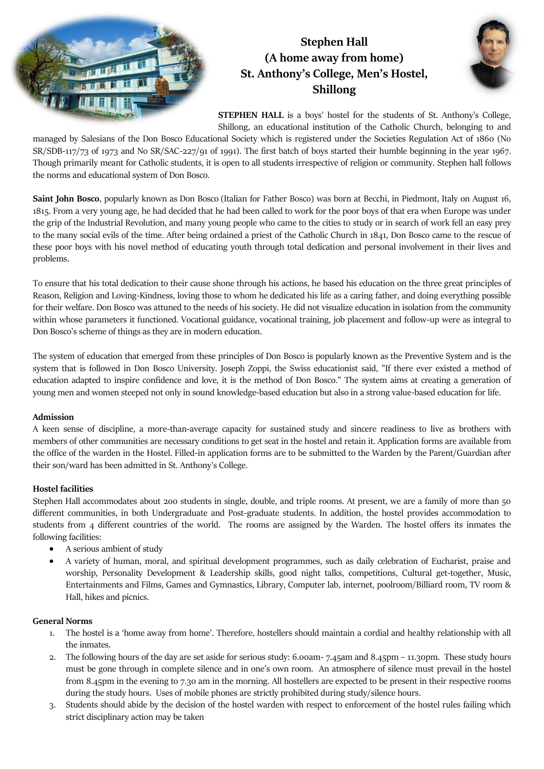# Stephen Hall
# (A home away from home)
# St. Anthony's College, Men's Hostel, Shillong

**STEPHEN HALL** is a boys' hostel for the students of St. Anthony's College, Shillong, an educational institution of the Catholic Church, belonging to and managed by Salesians of the Don Bosco Educational Society which is registered under the Societies Regulation Act of 1860 (No SR/SDB-117/73 of 1973 and No SR/SAC-227/91 of 1991). The first batch of boys started their humble beginning in the year 1967. Though primarily meant for Catholic students, it is open to all students irrespective of religion or community. Stephen hall follows the norms and educational system of Don Bosco.

**Saint John Bosco**, popularly known as Don Bosco (Italian for Father Bosco) was born at Becchi, in Piedmont, Italy on August 16, 1815. From a very young age, he had decided that he had been called to work for the poor boys of that era when Europe was under the grip of the Industrial Revolution, and many young people who came to the cities to study or in search of work fell an easy prey to the many social evils of the time. After being ordained a priest of the Catholic Church in 1841, Don Bosco came to the rescue of these poor boys with his novel method of educating youth through total dedication and personal involvement in their lives and problems.

To ensure that his total dedication to their cause shone through his actions, he based his education on the three great principles of Reason, Religion and Loving-Kindness, loving those to whom he dedicated his life as a caring father, and doing everything possible for their welfare. Don Bosco was attuned to the needs of his society. He did not visualize education in isolation from the community within whose parameters it functioned. Vocational guidance, vocational training, job placement and follow-up were as integral to Don Bosco's scheme of things as they are in modern education.

The system of education that emerged from these principles of Don Bosco is popularly known as the Preventive System and is the system that is followed in Don Bosco University. Joseph Zoppi, the Swiss educationist said, "If there ever existed a method of education adapted to inspire confidence and love, it is the method of Don Bosco." The system aims at creating a generation of young men and women steeped not only in sound knowledge-based education but also in a strong value-based education for life.

#### Admission

A keen sense of discipline, a more-than-average capacity for sustained study and sincere readiness to live as brothers with members of other communities are necessary conditions to get seat in the hostel and retain it. Application forms are available from the office of the warden in the Hostel. Filled-in application forms are to be submitted to the Warden by the Parent/Guardian after their son/ward has been admitted in St. Anthony's College.

#### Hostel facilities

Stephen Hall accommodates about 200 students in single, double, and triple rooms. At present, we are a family of more than 50 different communities, in both Undergraduate and Post-graduate students. In addition, the hostel provides accommodation to students from 4 different countries of the world. The rooms are assigned by the Warden. The hostel offers its inmates the following facilities:

- A serious ambient of study
- A variety of human, moral, and spiritual development programmes, such as daily celebration of Eucharist, praise and worship, Personality Development & Leadership skills, good night talks, competitions, Cultural get-together, Music, Entertainments and Films, Games and Gymnastics, Library, Computer lab, internet, poolroom/Billiard room, TV room & Hall, hikes and picnics.

#### General Norms

1. The hostel is a 'home away from home'. Therefore, hostellers should maintain a cordial and healthy relationship with all the inmates.
2. The following hours of the day are set aside for serious study: 6.00am- 7.45am and 8.45pm – 11.30pm. These study hours must be gone through in complete silence and in one's own room. An atmosphere of silence must prevail in the hostel from 8.45pm in the evening to 7.30 am in the morning. All hostellers are expected to be present in their respective rooms during the study hours. Uses of mobile phones are strictly prohibited during study/silence hours.
3. Students should abide by the decision of the hostel warden with respect to enforcement of the hostel rules failing which strict disciplinary action may be taken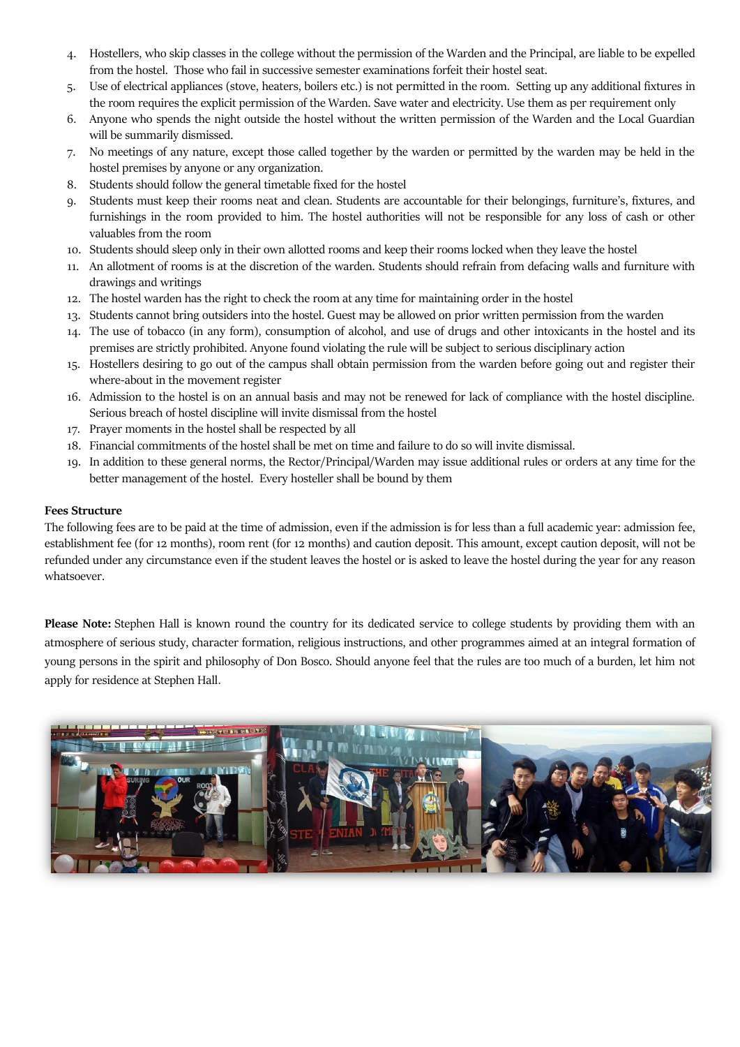4. Hostellers, who skip classes in the college without the permission of the Warden and the Principal, are liable to be expelled from the hostel. Those who fail in successive semester examinations forfeit their hostel seat.
5. Use of electrical appliances (stove, heaters, boilers etc.) is not permitted in the room. Setting up any additional fixtures in the room requires the explicit permission of the Warden. Save water and electricity. Use them as per requirement only
6. Anyone who spends the night outside the hostel without the written permission of the Warden and the Local Guardian will be summarily dismissed.
7. No meetings of any nature, except those called together by the warden or permitted by the warden may be held in the hostel premises by anyone or any organization.
8. Students should follow the general timetable fixed for the hostel
9. Students must keep their rooms neat and clean. Students are accountable for their belongings, furniture's, fixtures, and furnishings in the room provided to him. The hostel authorities will not be responsible for any loss of cash or other valuables from the room
10. Students should sleep only in their own allotted rooms and keep their rooms locked when they leave the hostel
11. An allotment of rooms is at the discretion of the warden. Students should refrain from defacing walls and furniture with drawings and writings
12. The hostel warden has the right to check the room at any time for maintaining order in the hostel
13. Students cannot bring outsiders into the hostel. Guest may be allowed on prior written permission from the warden
14. The use of tobacco (in any form), consumption of alcohol, and use of drugs and other intoxicants in the hostel and its premises are strictly prohibited. Anyone found violating the rule will be subject to serious disciplinary action
15. Hostellers desiring to go out of the campus shall obtain permission from the warden before going out and register their where-about in the movement register
16. Admission to the hostel is on an annual basis and may not be renewed for lack of compliance with the hostel discipline. Serious breach of hostel discipline will invite dismissal from the hostel
17. Prayer moments in the hostel shall be respected by all
18. Financial commitments of the hostel shall be met on time and failure to do so will invite dismissal.
19. In addition to these general norms, the Rector/Principal/Warden may issue additional rules or orders at any time for the better management of the hostel. Every hosteller shall be bound by them

**Fees Structure**

The following fees are to be paid at the time of admission, even if the admission is for less than a full academic year: admission fee, establishment fee (for 12 months), room rent (for 12 months) and caution deposit. This amount, except caution deposit, will not be refunded under any circumstance even if the student leaves the hostel or is asked to leave the hostel during the year for any reason whatsoever.

**Please Note:** Stephen Hall is known round the country for its dedicated service to college students by providing them with an atmosphere of serious study, character formation, religious instructions, and other programmes aimed at an integral formation of young persons in the spirit and philosophy of Don Bosco. Should anyone feel that the rules are too much of a burden, let him not apply for residence at Stephen Hall.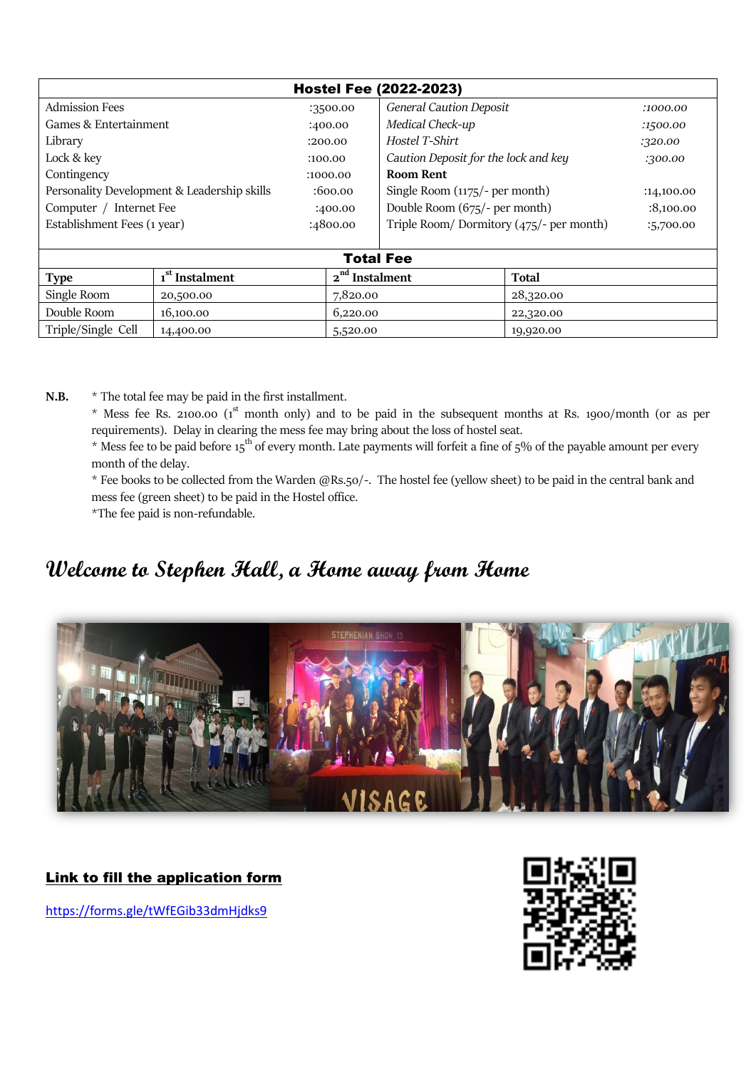| Hostel Fee (2022-2023) | | | |
|---|---|---|---|
| Admission Fees | :3500.00 | *General Caution Deposit* | *:1000.00* |
| Games & Entertainment | :400.00 | *Medical Check-up* | *:1500.00* |
| Library | :200.00 | *Hostel T-Shirt* | *:320.00* |
| Lock & key | :100.00 | *Caution Deposit for the lock and key* | *:300.00* |
| Contingency | :1000.00 | **Room Rent** | |
| Personality Development & Leadership skills | :600.00 | Single Room (1175/- per month) | :14,100.00 |
| Computer / Internet Fee | :400.00 | Double Room (675/- per month) | :8,100.00 |
| Establishment Fees (1 year) | :4800.00 | Triple Room/ Dormitory (475/- per month) | :5,700.00 |

**Total Fee**

| Type | 1st Instalment | 2nd Instalment | Total |
|---|---|---|---|
| Single Room | 20,500.00 | 7,820.00 | 28,320.00 |
| Double Room | 16,100.00 | 6,220.00 | 22,320.00 |
| Triple/Single Cell | 14,400.00 | 5,520.00 | 19,920.00 |

**N.B.** * The total fee may be paid in the first installment.

* Mess fee Rs. 2100.00 (1st month only) and to be paid in the subsequent months at Rs. 1900/month (or as per requirements). Delay in clearing the mess fee may bring about the loss of hostel seat.
* Mess fee to be paid before 15th of every month. Late payments will forfeit a fine of 5% of the payable amount per every month of the delay.
* Fee books to be collected from the Warden @Rs.50/-. The hostel fee (yellow sheet) to be paid in the central bank and mess fee (green sheet) to be paid in the Hostel office.
*The fee paid is non-refundable.

## *Welcome to Stephen Hall, a Home away from Home*

**Link to fill the application form**

https://forms.gle/tWfEGib33dmHjdks9